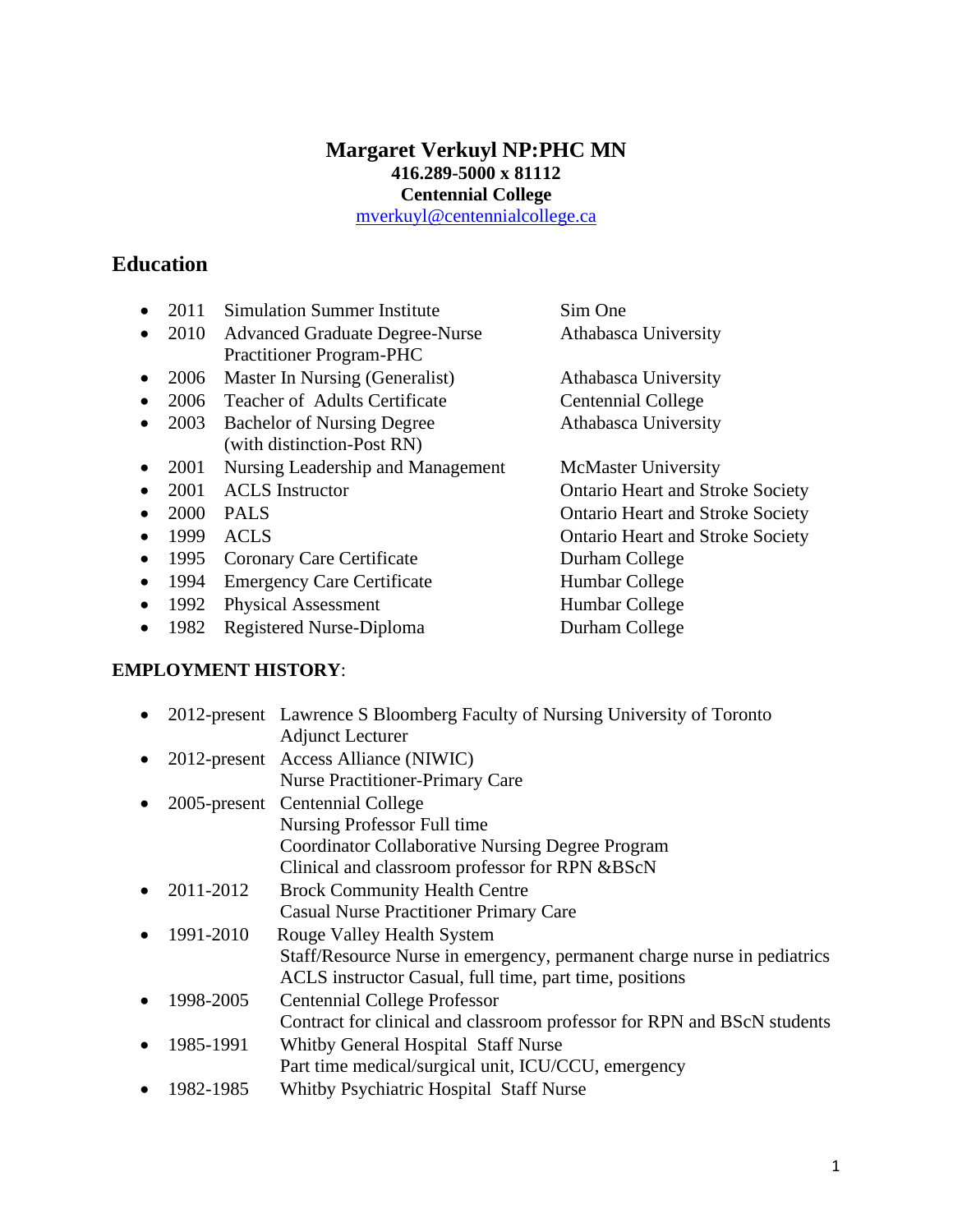# Margaret Verkuyl NP:PHC MN

**416.289-5000 x 81112**
**Centennial College**
mverkuyl@centennialcollege.ca

## Education

- 2011 Simulation Summer Institute — Sim One
- 2010 Advanced Graduate Degree-Nurse Practitioner Program-PHC — Athabasca University
- 2006 Master In Nursing (Generalist) — Athabasca University
- 2006 Teacher of Adults Certificate — Centennial College
- 2003 Bachelor of Nursing Degree (with distinction-Post RN) — Athabasca University
- 2001 Nursing Leadership and Management — McMaster University
- 2001 ACLS Instructor — Ontario Heart and Stroke Society
- 2000 PALS — Ontario Heart and Stroke Society
- 1999 ACLS — Ontario Heart and Stroke Society
- 1995 Coronary Care Certificate — Durham College
- 1994 Emergency Care Certificate — Humbar College
- 1992 Physical Assessment — Humbar College
- 1982 Registered Nurse-Diploma — Durham College

**EMPLOYMENT HISTORY**:

- 2012-present Lawrence S Bloomberg Faculty of Nursing University of Toronto
  Adjunct Lecturer
- 2012-present Access Alliance (NIWIC)
  Nurse Practitioner-Primary Care
- 2005-present Centennial College
  Nursing Professor Full time
  Coordinator Collaborative Nursing Degree Program
  Clinical and classroom professor for RPN &BScN
- 2011-2012 Brock Community Health Centre
  Casual Nurse Practitioner Primary Care
- 1991-2010 Rouge Valley Health System
  Staff/Resource Nurse in emergency, permanent charge nurse in pediatrics
  ACLS instructor Casual, full time, part time, positions
- 1998-2005 Centennial College Professor
  Contract for clinical and classroom professor for RPN and BScN students
- 1985-1991 Whitby General Hospital Staff Nurse
  Part time medical/surgical unit, ICU/CCU, emergency
- 1982-1985 Whitby Psychiatric Hospital Staff Nurse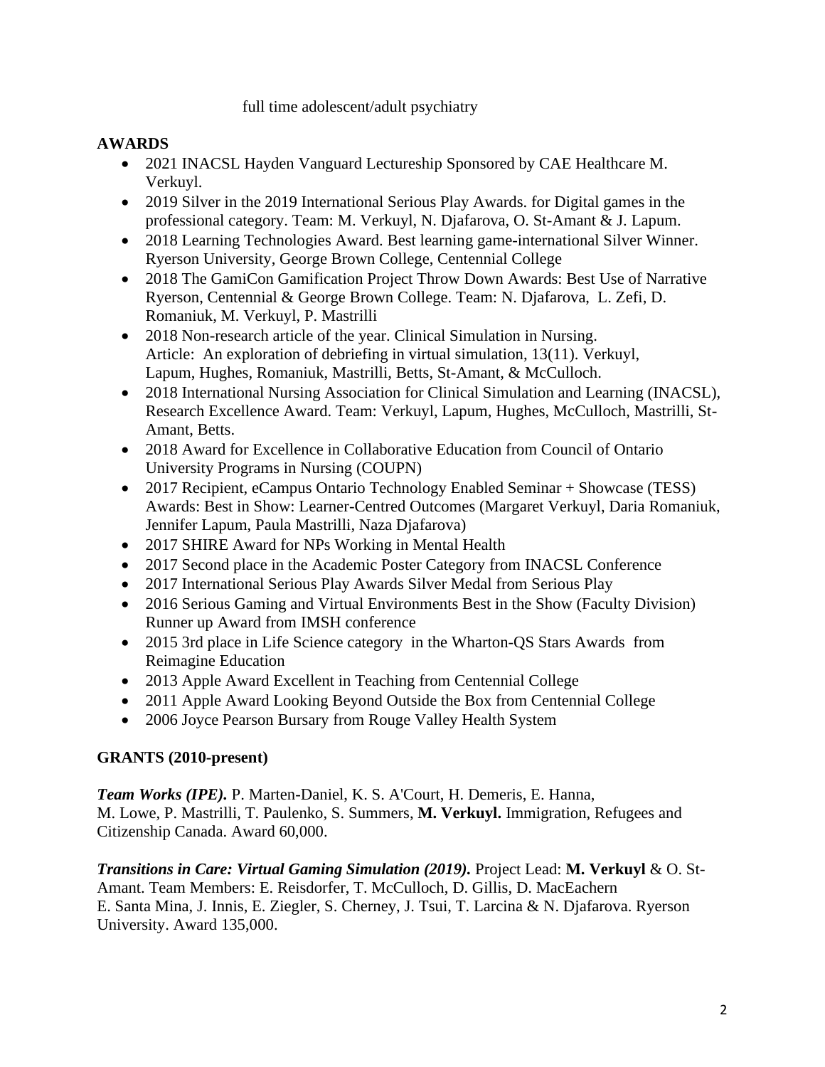full time adolescent/adult psychiatry

## AWARDS

- 2021 INACSL Hayden Vanguard Lectureship Sponsored by CAE Healthcare M. Verkuyl.
- 2019 Silver in the 2019 International Serious Play Awards. for Digital games in the professional category. Team: M. Verkuyl, N. Djafarova, O. St-Amant & J. Lapum.
- 2018 Learning Technologies Award. Best learning game-international Silver Winner. Ryerson University, George Brown College, Centennial College
- 2018 The GamiCon Gamification Project Throw Down Awards: Best Use of Narrative Ryerson, Centennial & George Brown College. Team: N. Djafarova, L. Zefi, D. Romaniuk, M. Verkuyl, P. Mastrilli
- 2018 Non-research article of the year. Clinical Simulation in Nursing. Article: An exploration of debriefing in virtual simulation, 13(11). Verkuyl, Lapum, Hughes, Romaniuk, Mastrilli, Betts, St-Amant, & McCulloch.
- 2018 International Nursing Association for Clinical Simulation and Learning (INACSL), Research Excellence Award. Team: Verkuyl, Lapum, Hughes, McCulloch, Mastrilli, St-Amant, Betts.
- 2018 Award for Excellence in Collaborative Education from Council of Ontario University Programs in Nursing (COUPN)
- 2017 Recipient, eCampus Ontario Technology Enabled Seminar + Showcase (TESS) Awards: Best in Show: Learner-Centred Outcomes (Margaret Verkuyl, Daria Romaniuk, Jennifer Lapum, Paula Mastrilli, Naza Djafarova)
- 2017 SHIRE Award for NPs Working in Mental Health
- 2017 Second place in the Academic Poster Category from INACSL Conference
- 2017 International Serious Play Awards Silver Medal from Serious Play
- 2016 Serious Gaming and Virtual Environments Best in the Show (Faculty Division) Runner up Award from IMSH conference
- 2015 3rd place in Life Science category in the Wharton-QS Stars Awards from Reimagine Education
- 2013 Apple Award Excellent in Teaching from Centennial College
- 2011 Apple Award Looking Beyond Outside the Box from Centennial College
- 2006 Joyce Pearson Bursary from Rouge Valley Health System

## GRANTS (2010-present)

***Team Works (IPE).*** P. Marten-Daniel, K. S. A'Court, H. Demeris, E. Hanna, M. Lowe, P. Mastrilli, T. Paulenko, S. Summers, **M. Verkuyl.** Immigration, Refugees and Citizenship Canada. Award 60,000.

***Transitions in Care: Virtual Gaming Simulation (2019).*** Project Lead: **M. Verkuyl** & O. St-Amant. Team Members: E. Reisdorfer, T. McCulloch, D. Gillis, D. MacEachern E. Santa Mina, J. Innis, E. Ziegler, S. Cherney, J. Tsui, T. Larcina & N. Djafarova. Ryerson University. Award 135,000.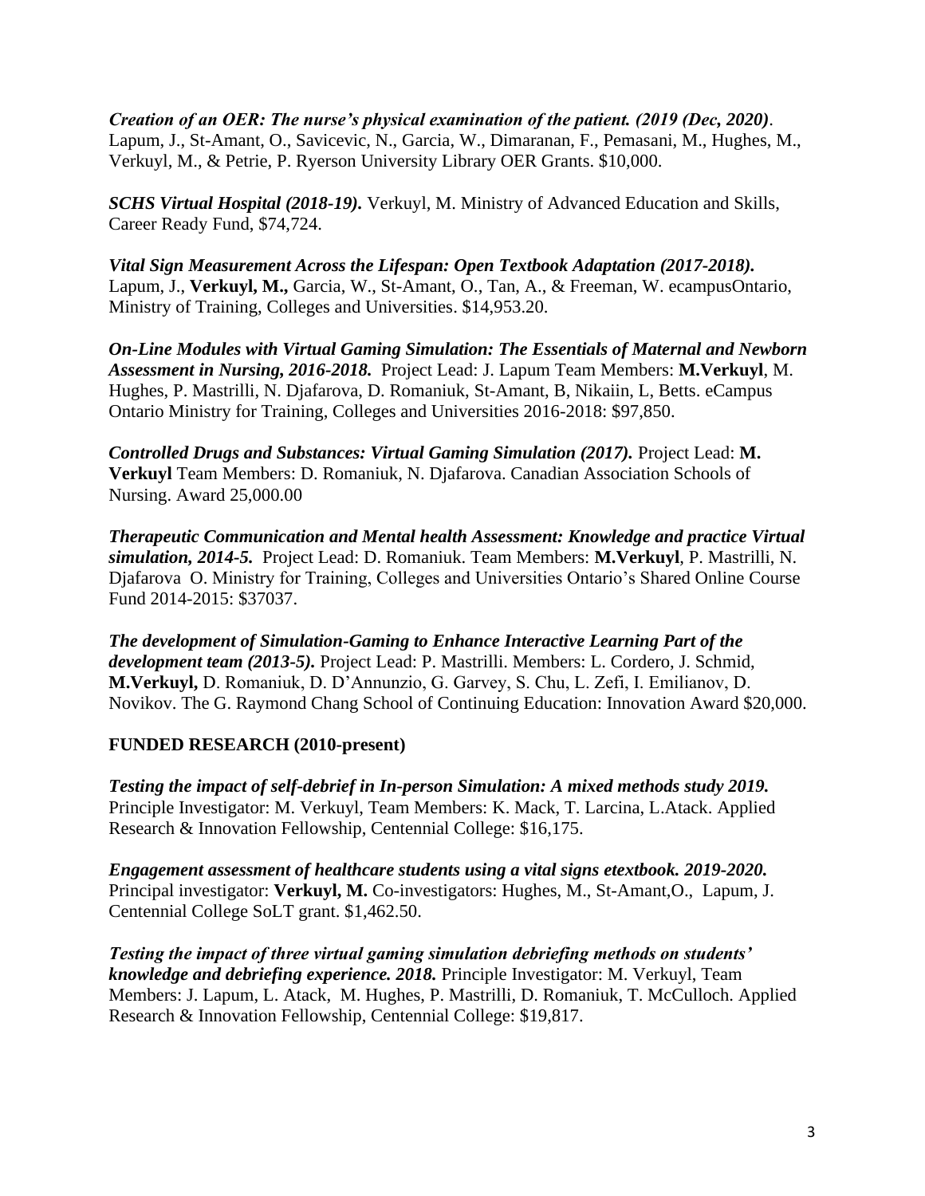***Creation of an OER: The nurse's physical examination of the patient. (2019 (Dec, 2020)***. Lapum, J., St-Amant, O., Savicevic, N., Garcia, W., Dimaranan, F., Pemasani, M., Hughes, M., Verkuyl, M., & Petrie, P. Ryerson University Library OER Grants. $10,000.

***SCHS Virtual Hospital (2018-19).*** Verkuyl, M. Ministry of Advanced Education and Skills, Career Ready Fund, $74,724.

***Vital Sign Measurement Across the Lifespan: Open Textbook Adaptation (2017-2018).*** Lapum, J., **Verkuyl, M.,** Garcia, W., St-Amant, O., Tan, A., & Freeman, W. ecampusOntario, Ministry of Training, Colleges and Universities. $14,953.20.

***On-Line Modules with Virtual Gaming Simulation: The Essentials of Maternal and Newborn Assessment in Nursing, 2016-2018.*** Project Lead: J. Lapum Team Members: **M.Verkuyl**, M. Hughes, P. Mastrilli, N. Djafarova, D. Romaniuk, St-Amant, B, Nikaiin, L, Betts. eCampus Ontario Ministry for Training, Colleges and Universities 2016-2018: $97,850.

***Controlled Drugs and Substances: Virtual Gaming Simulation (2017).*** Project Lead: **M. Verkuyl** Team Members: D. Romaniuk, N. Djafarova. Canadian Association Schools of Nursing. Award 25,000.00

***Therapeutic Communication and Mental health Assessment: Knowledge and practice Virtual simulation, 2014-5.*** Project Lead: D. Romaniuk. Team Members: **M.Verkuyl**, P. Mastrilli, N. Djafarova O. Ministry for Training, Colleges and Universities Ontario's Shared Online Course Fund 2014-2015: $37037.

***The development of Simulation-Gaming to Enhance Interactive Learning Part of the development team (2013-5).*** Project Lead: P. Mastrilli. Members: L. Cordero, J. Schmid, **M.Verkuyl,** D. Romaniuk, D. D'Annunzio, G. Garvey, S. Chu, L. Zefi, I. Emilianov, D. Novikov. The G. Raymond Chang School of Continuing Education: Innovation Award $20,000.

## FUNDED RESEARCH (2010-present)

***Testing the impact of self-debrief in In-person Simulation: A mixed methods study 2019.*** Principle Investigator: M. Verkuyl, Team Members: K. Mack, T. Larcina, L.Atack. Applied Research & Innovation Fellowship, Centennial College: $16,175.

***Engagement assessment of healthcare students using a vital signs etextbook. 2019-2020.*** Principal investigator: **Verkuyl, M.** Co-investigators: Hughes, M., St-Amant,O., Lapum, J. Centennial College SoLT grant. $1,462.50.

***Testing the impact of three virtual gaming simulation debriefing methods on students' knowledge and debriefing experience. 2018.*** Principle Investigator: M. Verkuyl, Team Members: J. Lapum, L. Atack, M. Hughes, P. Mastrilli, D. Romaniuk, T. McCulloch. Applied Research & Innovation Fellowship, Centennial College: $19,817.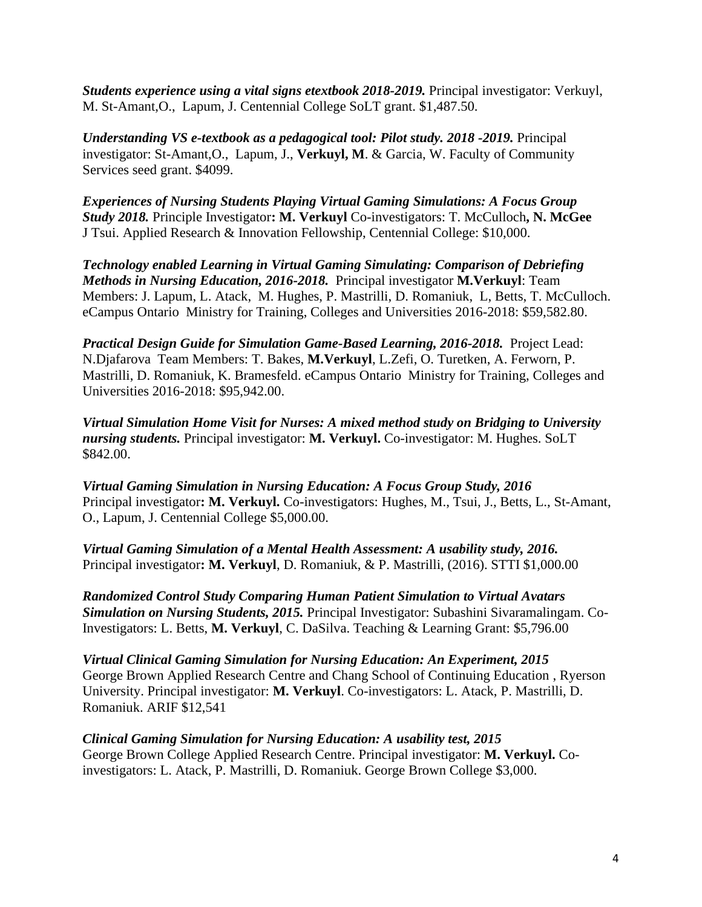***Students experience using a vital signs etextbook 2018-2019.*** Principal investigator: Verkuyl, M. St-Amant,O., Lapum, J. Centennial College SoLT grant. $1,487.50.

***Understanding VS e-textbook as a pedagogical tool: Pilot study. 2018 -2019.*** Principal investigator: St-Amant,O., Lapum, J., **Verkuyl, M**. & Garcia, W. Faculty of Community Services seed grant. $4099.

***Experiences of Nursing Students Playing Virtual Gaming Simulations: A Focus Group Study 2018.*** Principle Investigator**: M. Verkuyl** Co-investigators: T. McCulloch**, N. McGee** J Tsui. Applied Research & Innovation Fellowship, Centennial College: $10,000.

***Technology enabled Learning in Virtual Gaming Simulating: Comparison of Debriefing Methods in Nursing Education, 2016-2018.*** Principal investigator **M.Verkuyl**: Team Members: J. Lapum, L. Atack, M. Hughes, P. Mastrilli, D. Romaniuk, L, Betts, T. McCulloch. eCampus Ontario Ministry for Training, Colleges and Universities 2016-2018: $59,582.80.

***Practical Design Guide for Simulation Game-Based Learning, 2016-2018.*** Project Lead: N.Djafarova Team Members: T. Bakes, **M.Verkuyl**, L.Zefi, O. Turetken, A. Ferworn, P. Mastrilli, D. Romaniuk, K. Bramesfeld. eCampus Ontario Ministry for Training, Colleges and Universities 2016-2018: $95,942.00.

***Virtual Simulation Home Visit for Nurses: A mixed method study on Bridging to University nursing students.*** Principal investigator: **M. Verkuyl.** Co-investigator: M. Hughes. SoLT $842.00.

***Virtual Gaming Simulation in Nursing Education: A Focus Group Study, 2016*** Principal investigator**: M. Verkuyl.** Co-investigators: Hughes, M., Tsui, J., Betts, L., St-Amant, O., Lapum, J. Centennial College $5,000.00.

***Virtual Gaming Simulation of a Mental Health Assessment: A usability study, 2016.*** Principal investigator**: M. Verkuyl**, D. Romaniuk, & P. Mastrilli, (2016). STTI $1,000.00

***Randomized Control Study Comparing Human Patient Simulation to Virtual Avatars Simulation on Nursing Students, 2015.*** Principal Investigator: Subashini Sivaramalingam. Co-Investigators: L. Betts, **M. Verkuyl**, C. DaSilva. Teaching & Learning Grant: $5,796.00

***Virtual Clinical Gaming Simulation for Nursing Education: An Experiment, 2015*** George Brown Applied Research Centre and Chang School of Continuing Education , Ryerson University. Principal investigator: **M. Verkuyl**. Co-investigators: L. Atack, P. Mastrilli, D. Romaniuk. ARIF $12,541

***Clinical Gaming Simulation for Nursing Education: A usability test, 2015*** George Brown College Applied Research Centre. Principal investigator: **M. Verkuyl.** Co-investigators: L. Atack, P. Mastrilli, D. Romaniuk. George Brown College $3,000.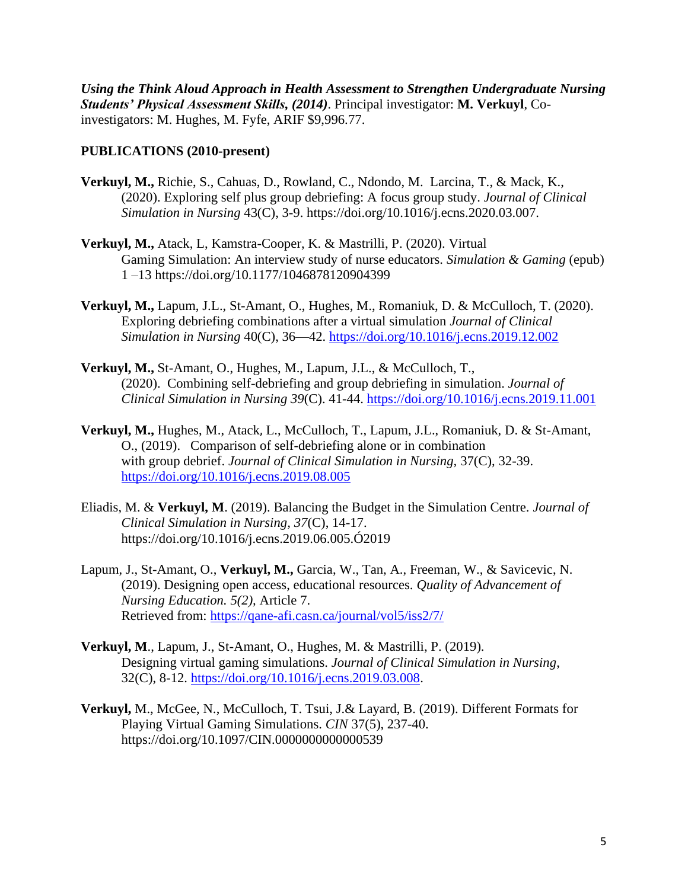***Using the Think Aloud Approach in Health Assessment to Strengthen Undergraduate Nursing Students' Physical Assessment Skills, (2014)***. Principal investigator: **M. Verkuyl**, Co-investigators: M. Hughes, M. Fyfe, ARIF $9,996.77.

**PUBLICATIONS (2010-present)**

**Verkuyl, M.,** Richie, S., Cahuas, D., Rowland, C., Ndondo, M. Larcina, T., & Mack, K., (2020). Exploring self plus group debriefing: A focus group study. *Journal of Clinical Simulation in Nursing* 43(C), 3-9. https://doi.org/10.1016/j.ecns.2020.03.007.

**Verkuyl, M.,** Atack, L, Kamstra-Cooper, K. & Mastrilli, P. (2020). Virtual Gaming Simulation: An interview study of nurse educators. *Simulation & Gaming* (epub) 1 –13 https://doi.org/10.1177/1046878120904399

**Verkuyl, M.,** Lapum, J.L., St-Amant, O., Hughes, M., Romaniuk, D. & McCulloch, T. (2020). Exploring debriefing combinations after a virtual simulation *Journal of Clinical Simulation in Nursing* 40(C), 36—42. https://doi.org/10.1016/j.ecns.2019.12.002

**Verkuyl, M.,** St-Amant, O., Hughes, M., Lapum, J.L., & McCulloch, T., (2020). Combining self-debriefing and group debriefing in simulation. *Journal of Clinical Simulation in Nursing 39*(C). 41-44. https://doi.org/10.1016/j.ecns.2019.11.001

**Verkuyl, M.,** Hughes, M., Atack, L., McCulloch, T., Lapum, J.L., Romaniuk, D. & St-Amant, O., (2019). Comparison of self-debriefing alone or in combination with group debrief. *Journal of Clinical Simulation in Nursing*, 37(C), 32-39. https://doi.org/10.1016/j.ecns.2019.08.005

Eliadis, M. & **Verkuyl, M**. (2019). Balancing the Budget in the Simulation Centre. *Journal of Clinical Simulation in Nursing, 37*(C), 14-17. https://doi.org/10.1016/j.ecns.2019.06.005.Ó2019

Lapum, J., St-Amant, O., **Verkuyl, M.,** Garcia, W., Tan, A., Freeman, W., & Savicevic, N. (2019). Designing open access, educational resources. *Quality of Advancement of Nursing Education. 5(2),* Article 7. Retrieved from: https://qane-afi.casn.ca/journal/vol5/iss2/7/

**Verkuyl, M**., Lapum, J., St-Amant, O., Hughes, M. & Mastrilli, P. (2019). Designing virtual gaming simulations. *Journal of Clinical Simulation in Nursing*, 32(C), 8-12. https://doi.org/10.1016/j.ecns.2019.03.008.

**Verkuyl,** M., McGee, N., McCulloch, T. Tsui, J.& Layard, B. (2019). Different Formats for Playing Virtual Gaming Simulations. *CIN* 37(5), 237-40. https://doi.org/10.1097/CIN.0000000000000539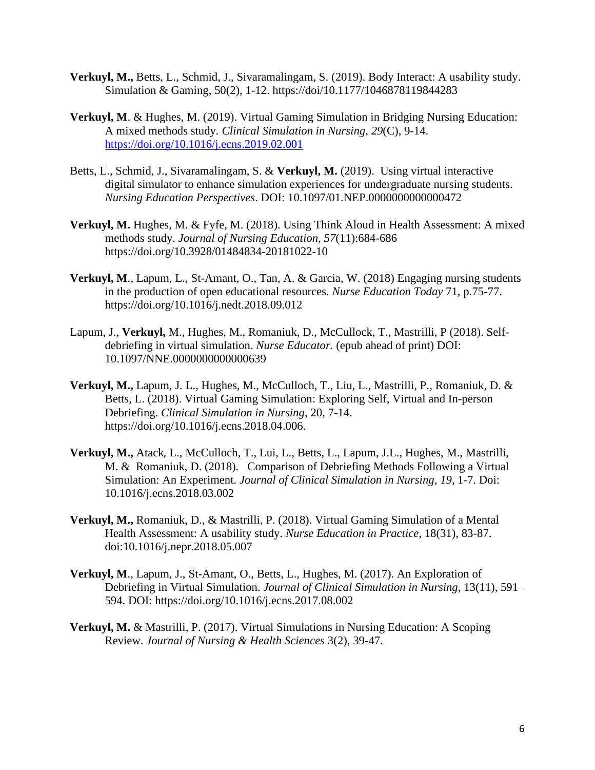**Verkuyl, M.,** Betts, L., Schmid, J., Sivaramalingam, S. (2019). Body Interact: A usability study. Simulation & Gaming, 50(2), 1-12. https://doi/10.1177/1046878119844283

**Verkuyl, M**. & Hughes, M. (2019). Virtual Gaming Simulation in Bridging Nursing Education: A mixed methods study. *Clinical Simulation in Nursing, 29*(C), 9-14. https://doi.org/10.1016/j.ecns.2019.02.001

Betts, L., Schmid, J., Sivaramalingam, S. & **Verkuyl, M.** (2019). Using virtual interactive digital simulator to enhance simulation experiences for undergraduate nursing students. *Nursing Education Perspectives*. DOI: 10.1097/01.NEP.0000000000000472

**Verkuyl, M.** Hughes, M. & Fyfe, M. (2018). Using Think Aloud in Health Assessment: A mixed methods study. *Journal of Nursing Education, 57*(11):684-686 https://doi.org/10.3928/01484834-20181022-10

**Verkuyl, M**., Lapum, L., St-Amant, O., Tan, A. & Garcia, W. (2018) Engaging nursing students in the production of open educational resources. *Nurse Education Today* 71, p.75-77. https://doi.org/10.1016/j.nedt.2018.09.012

Lapum, J., **Verkuyl,** M., Hughes, M., Romaniuk, D., McCullock, T., Mastrilli, P (2018). Self-debriefing in virtual simulation. *Nurse Educator.* (epub ahead of print) DOI: 10.1097/NNE.0000000000000639

**Verkuyl, M.,** Lapum, J. L., Hughes, M., McCulloch, T., Liu, L., Mastrilli, P., Romaniuk, D. & Betts, L. (2018). Virtual Gaming Simulation: Exploring Self, Virtual and In-person Debriefing. *Clinical Simulation in Nursing*, 20, 7-14. https://doi.org/10.1016/j.ecns.2018.04.006.

**Verkuyl, M.,** Atack, L., McCulloch, T., Lui, L., Betts, L., Lapum, J.L., Hughes, M., Mastrilli, M. & Romaniuk, D. (2018). Comparison of Debriefing Methods Following a Virtual Simulation: An Experiment. *Journal of Clinical Simulation in Nursing, 19,* 1-7. Doi: 10.1016/j.ecns.2018.03.002

**Verkuyl, M.,** Romaniuk, D., & Mastrilli, P. (2018). Virtual Gaming Simulation of a Mental Health Assessment: A usability study. *Nurse Education in Practice*, 18(31), 83-87. doi:10.1016/j.nepr.2018.05.007

**Verkuyl, M**., Lapum, J., St-Amant, O., Betts, L., Hughes, M. (2017). An Exploration of Debriefing in Virtual Simulation. *Journal of Clinical Simulation in Nursing*, 13(11), 591–594. DOI: https://doi.org/10.1016/j.ecns.2017.08.002

**Verkuyl, M.** & Mastrilli, P. (2017). Virtual Simulations in Nursing Education: A Scoping Review. *Journal of Nursing & Health Sciences* 3(2), 39-47.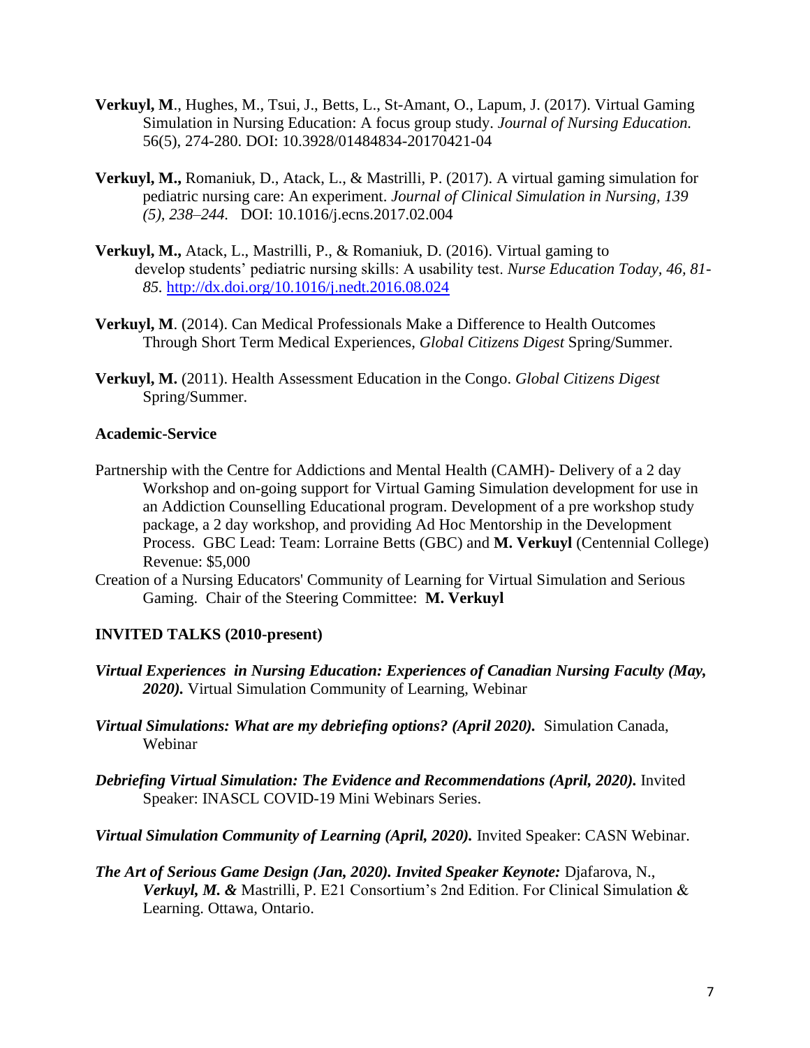**Verkuyl, M**., Hughes, M., Tsui, J., Betts, L., St-Amant, O., Lapum, J. (2017). Virtual Gaming Simulation in Nursing Education: A focus group study. *Journal of Nursing Education.* 56(5), 274-280. DOI: 10.3928/01484834-20170421-04

**Verkuyl, M.,** Romaniuk, D., Atack, L., & Mastrilli, P. (2017). A virtual gaming simulation for pediatric nursing care: An experiment. *Journal of Clinical Simulation in Nursing, 139 (5), 238–244.* DOI: 10.1016/j.ecns.2017.02.004

**Verkuyl, M.,** Atack, L., Mastrilli, P., & Romaniuk, D. (2016). Virtual gaming to develop students' pediatric nursing skills: A usability test. *Nurse Education Today, 46, 81-85.* http://dx.doi.org/10.1016/j.nedt.2016.08.024

**Verkuyl, M**. (2014). Can Medical Professionals Make a Difference to Health Outcomes Through Short Term Medical Experiences, *Global Citizens Digest* Spring/Summer.

**Verkuyl, M.** (2011). Health Assessment Education in the Congo. *Global Citizens Digest* Spring/Summer.

**Academic-Service**

Partnership with the Centre for Addictions and Mental Health (CAMH)- Delivery of a 2 day Workshop and on-going support for Virtual Gaming Simulation development for use in an Addiction Counselling Educational program. Development of a pre workshop study package, a 2 day workshop, and providing Ad Hoc Mentorship in the Development Process. GBC Lead: Team: Lorraine Betts (GBC) and **M. Verkuyl** (Centennial College) Revenue: $5,000

Creation of a Nursing Educators' Community of Learning for Virtual Simulation and Serious Gaming. Chair of the Steering Committee: **M. Verkuyl**

**INVITED TALKS (2010-present)**

***Virtual Experiences in Nursing Education: Experiences of Canadian Nursing Faculty (May, 2020).*** Virtual Simulation Community of Learning, Webinar

***Virtual Simulations: What are my debriefing options? (April 2020).*** Simulation Canada, Webinar

***Debriefing Virtual Simulation: The Evidence and Recommendations (April, 2020).*** Invited Speaker: INASCL COVID-19 Mini Webinars Series.

***Virtual Simulation Community of Learning (April, 2020).*** Invited Speaker: CASN Webinar.

***The Art of Serious Game Design (Jan, 2020). Invited Speaker Keynote:*** Djafarova, N., ***Verkuyl, M. &*** Mastrilli, P. E21 Consortium's 2nd Edition. For Clinical Simulation & Learning. Ottawa, Ontario.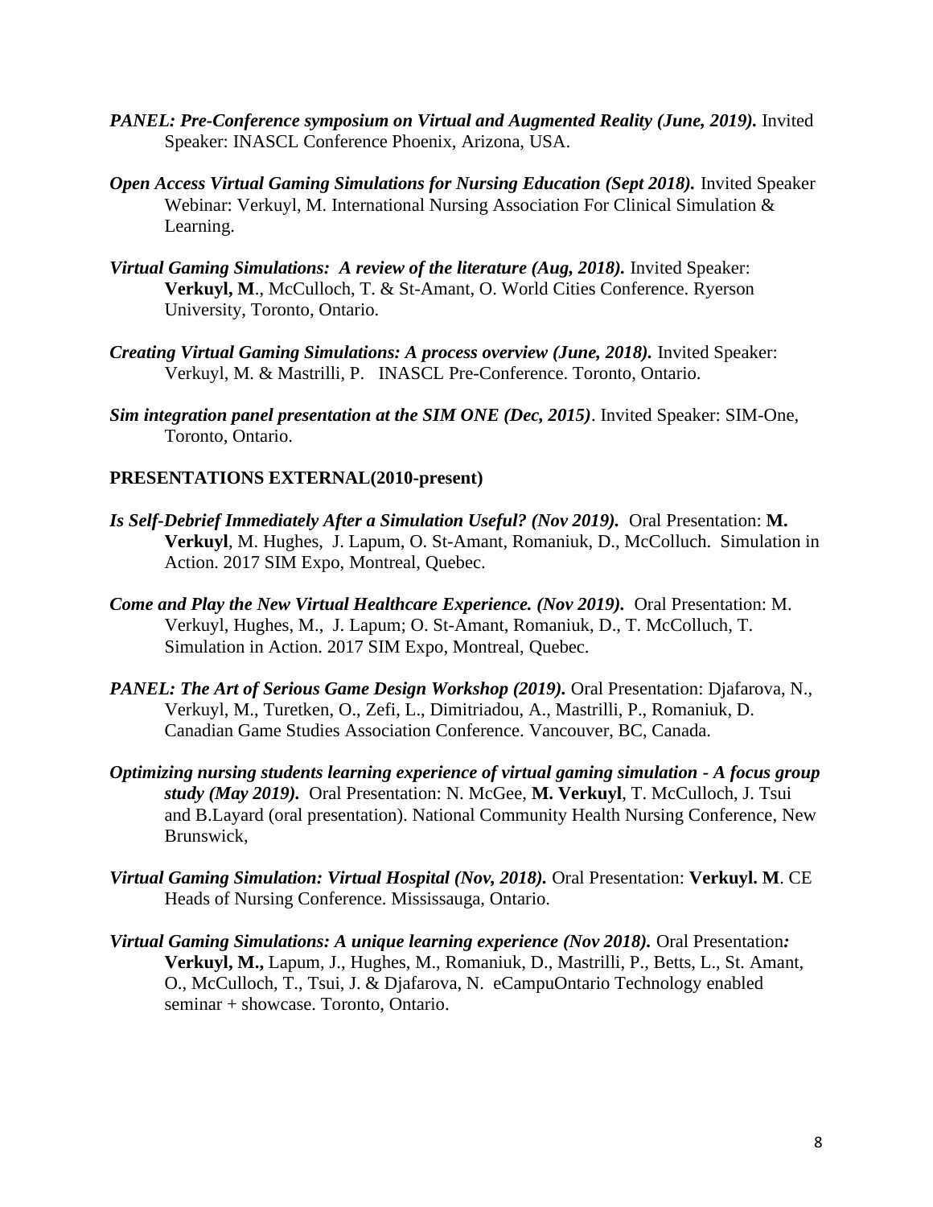***PANEL: Pre-Conference symposium on Virtual and Augmented Reality (June, 2019).*** Invited Speaker: INASCL Conference Phoenix, Arizona, USA.

***Open Access Virtual Gaming Simulations for Nursing Education (Sept 2018).*** Invited Speaker Webinar: Verkuyl, M. International Nursing Association For Clinical Simulation & Learning.

***Virtual Gaming Simulations: A review of the literature (Aug, 2018).*** Invited Speaker: **Verkuyl, M**., McCulloch, T. & St-Amant, O. World Cities Conference. Ryerson University, Toronto, Ontario.

***Creating Virtual Gaming Simulations: A process overview (June, 2018).*** Invited Speaker: Verkuyl, M. & Mastrilli, P. INASCL Pre-Conference. Toronto, Ontario.

***Sim integration panel presentation at the SIM ONE (Dec, 2015)***. Invited Speaker: SIM-One, Toronto, Ontario.

**PRESENTATIONS EXTERNAL(2010-present)**

***Is Self-Debrief Immediately After a Simulation Useful? (Nov 2019).*** Oral Presentation: **M. Verkuyl**, M. Hughes, J. Lapum, O. St-Amant, Romaniuk, D., McColluch. Simulation in Action. 2017 SIM Expo, Montreal, Quebec.

***Come and Play the New Virtual Healthcare Experience. (Nov 2019).*** Oral Presentation: M. Verkuyl, Hughes, M., J. Lapum; O. St-Amant, Romaniuk, D., T. McColluch, T. Simulation in Action. 2017 SIM Expo, Montreal, Quebec.

***PANEL: The Art of Serious Game Design Workshop (2019).*** Oral Presentation: Djafarova, N., Verkuyl, M., Turetken, O., Zefi, L., Dimitriadou, A., Mastrilli, P., Romaniuk, D. Canadian Game Studies Association Conference. Vancouver, BC, Canada.

***Optimizing nursing students learning experience of virtual gaming simulation - A focus group study (May 2019).*** Oral Presentation: N. McGee, **M. Verkuyl**, T. McCulloch, J. Tsui and B.Layard (oral presentation). National Community Health Nursing Conference, New Brunswick,

***Virtual Gaming Simulation: Virtual Hospital (Nov, 2018).*** Oral Presentation: **Verkuyl. M**. CE Heads of Nursing Conference. Mississauga, Ontario.

***Virtual Gaming Simulations: A unique learning experience (Nov 2018).*** Oral Presentation***:*** **Verkuyl, M.,** Lapum, J., Hughes, M., Romaniuk, D., Mastrilli, P., Betts, L., St. Amant, O., McCulloch, T., Tsui, J. & Djafarova, N. eCampuOntario Technology enabled seminar + showcase. Toronto, Ontario.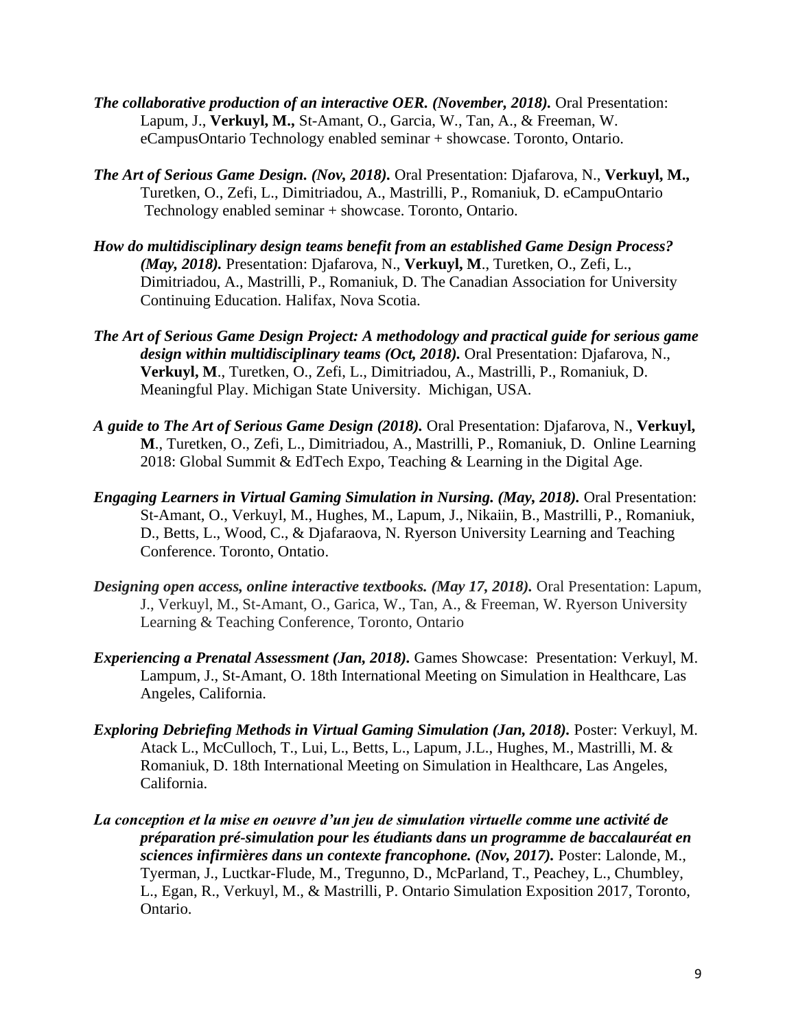***The collaborative production of an interactive OER. (November, 2018).*** Oral Presentation: Lapum, J., **Verkuyl, M.,** St-Amant, O., Garcia, W., Tan, A., & Freeman, W. eCampusOntario Technology enabled seminar + showcase. Toronto, Ontario.

***The Art of Serious Game Design. (Nov, 2018).*** Oral Presentation: Djafarova, N., **Verkuyl, M.,** Turetken, O., Zefi, L., Dimitriadou, A., Mastrilli, P., Romaniuk, D. eCampuOntario Technology enabled seminar + showcase. Toronto, Ontario.

***How do multidisciplinary design teams benefit from an established Game Design Process? (May, 2018).*** Presentation: Djafarova, N., **Verkuyl, M**., Turetken, O., Zefi, L., Dimitriadou, A., Mastrilli, P., Romaniuk, D. The Canadian Association for University Continuing Education. Halifax, Nova Scotia.

***The Art of Serious Game Design Project: A methodology and practical guide for serious game design within multidisciplinary teams (Oct, 2018).*** Oral Presentation: Djafarova, N., **Verkuyl, M**., Turetken, O., Zefi, L., Dimitriadou, A., Mastrilli, P., Romaniuk, D. Meaningful Play. Michigan State University. Michigan, USA.

***A guide to The Art of Serious Game Design (2018).*** Oral Presentation: Djafarova, N., **Verkuyl, M**., Turetken, O., Zefi, L., Dimitriadou, A., Mastrilli, P., Romaniuk, D. Online Learning 2018: Global Summit & EdTech Expo, Teaching & Learning in the Digital Age.

***Engaging Learners in Virtual Gaming Simulation in Nursing. (May, 2018).*** Oral Presentation: St-Amant, O., Verkuyl, M., Hughes, M., Lapum, J., Nikaiin, B., Mastrilli, P., Romaniuk, D., Betts, L., Wood, C., & Djafaraova, N. Ryerson University Learning and Teaching Conference. Toronto, Ontatio.

***Designing open access, online interactive textbooks. (May 17, 2018).*** Oral Presentation: Lapum, J., Verkuyl, M., St-Amant, O., Garica, W., Tan, A., & Freeman, W. Ryerson University Learning & Teaching Conference, Toronto, Ontario

***Experiencing a Prenatal Assessment (Jan, 2018).*** Games Showcase: Presentation: Verkuyl, M. Lampum, J., St-Amant, O. 18th International Meeting on Simulation in Healthcare, Las Angeles, California.

***Exploring Debriefing Methods in Virtual Gaming Simulation (Jan, 2018).*** Poster: Verkuyl, M. Atack L., McCulloch, T., Lui, L., Betts, L., Lapum, J.L., Hughes, M., Mastrilli, M. & Romaniuk, D. 18th International Meeting on Simulation in Healthcare, Las Angeles, California.

***La conception et la mise en oeuvre d'un jeu de simulation virtuelle comme une activité de préparation pré-simulation pour les étudiants dans un programme de baccalauréat en sciences infirmières dans un contexte francophone. (Nov, 2017).*** Poster: Lalonde, M., Tyerman, J., Luctkar-Flude, M., Tregunno, D., McParland, T., Peachey, L., Chumbley, L., Egan, R., Verkuyl, M., & Mastrilli, P. Ontario Simulation Exposition 2017, Toronto, Ontario.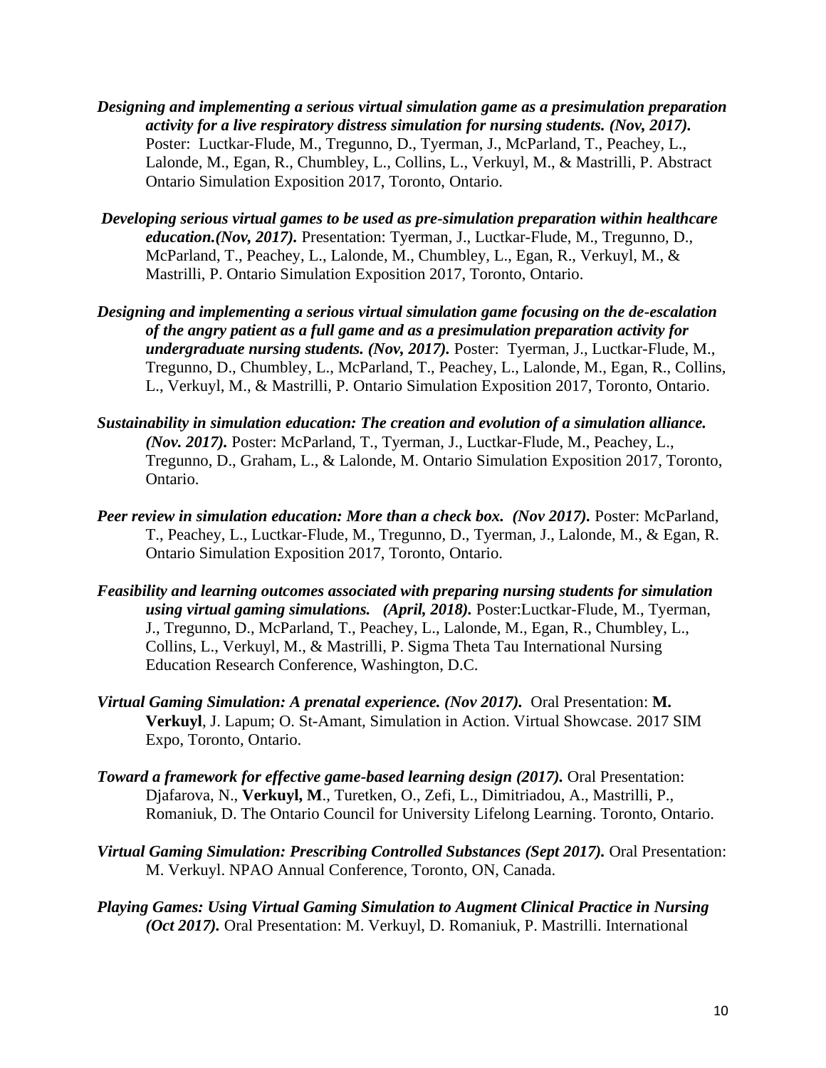***Designing and implementing a serious virtual simulation game as a presimulation preparation activity for a live respiratory distress simulation for nursing students. (Nov, 2017).*** Poster: Luctkar-Flude, M., Tregunno, D., Tyerman, J., McParland, T., Peachey, L., Lalonde, M., Egan, R., Chumbley, L., Collins, L., Verkuyl, M., & Mastrilli, P. Abstract Ontario Simulation Exposition 2017, Toronto, Ontario.

***Developing serious virtual games to be used as pre-simulation preparation within healthcare education.(Nov, 2017).*** Presentation: Tyerman, J., Luctkar-Flude, M., Tregunno, D., McParland, T., Peachey, L., Lalonde, M., Chumbley, L., Egan, R., Verkuyl, M., & Mastrilli, P. Ontario Simulation Exposition 2017, Toronto, Ontario.

***Designing and implementing a serious virtual simulation game focusing on the de-escalation of the angry patient as a full game and as a presimulation preparation activity for undergraduate nursing students. (Nov, 2017).*** Poster: Tyerman, J., Luctkar-Flude, M., Tregunno, D., Chumbley, L., McParland, T., Peachey, L., Lalonde, M., Egan, R., Collins, L., Verkuyl, M., & Mastrilli, P. Ontario Simulation Exposition 2017, Toronto, Ontario.

***Sustainability in simulation education: The creation and evolution of a simulation alliance. (Nov. 2017).*** Poster: McParland, T., Tyerman, J., Luctkar-Flude, M., Peachey, L., Tregunno, D., Graham, L., & Lalonde, M. Ontario Simulation Exposition 2017, Toronto, Ontario.

***Peer review in simulation education: More than a check box. (Nov 2017).*** Poster: McParland, T., Peachey, L., Luctkar-Flude, M., Tregunno, D., Tyerman, J., Lalonde, M., & Egan, R. Ontario Simulation Exposition 2017, Toronto, Ontario.

***Feasibility and learning outcomes associated with preparing nursing students for simulation using virtual gaming simulations. (April, 2018).*** Poster:Luctkar-Flude, M., Tyerman, J., Tregunno, D., McParland, T., Peachey, L., Lalonde, M., Egan, R., Chumbley, L., Collins, L., Verkuyl, M., & Mastrilli, P. Sigma Theta Tau International Nursing Education Research Conference, Washington, D.C.

***Virtual Gaming Simulation: A prenatal experience. (Nov 2017).*** Oral Presentation: **M. Verkuyl**, J. Lapum; O. St-Amant, Simulation in Action. Virtual Showcase. 2017 SIM Expo, Toronto, Ontario.

***Toward a framework for effective game-based learning design (2017).*** Oral Presentation: Djafarova, N., **Verkuyl, M**., Turetken, O., Zefi, L., Dimitriadou, A., Mastrilli, P., Romaniuk, D. The Ontario Council for University Lifelong Learning. Toronto, Ontario.

***Virtual Gaming Simulation: Prescribing Controlled Substances (Sept 2017).*** Oral Presentation: M. Verkuyl. NPAO Annual Conference, Toronto, ON, Canada.

***Playing Games: Using Virtual Gaming Simulation to Augment Clinical Practice in Nursing (Oct 2017).*** Oral Presentation: M. Verkuyl, D. Romaniuk, P. Mastrilli. International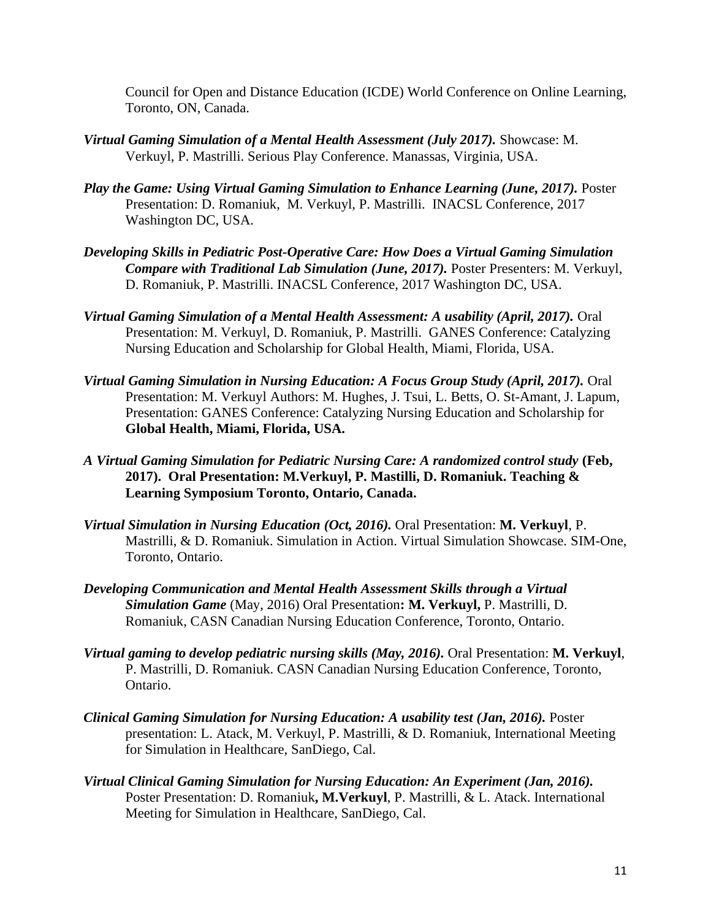Council for Open and Distance Education (ICDE) World Conference on Online Learning, Toronto, ON, Canada.

***Virtual Gaming Simulation of a Mental Health Assessment (July 2017).*** Showcase: M. Verkuyl, P. Mastrilli. Serious Play Conference. Manassas, Virginia, USA.

***Play the Game: Using Virtual Gaming Simulation to Enhance Learning (June, 2017).*** Poster Presentation: D. Romaniuk, M. Verkuyl, P. Mastrilli. INACSL Conference, 2017 Washington DC, USA.

***Developing Skills in Pediatric Post-Operative Care: How Does a Virtual Gaming Simulation Compare with Traditional Lab Simulation (June, 2017).*** Poster Presenters: M. Verkuyl, D. Romaniuk, P. Mastrilli. INACSL Conference, 2017 Washington DC, USA.

***Virtual Gaming Simulation of a Mental Health Assessment: A usability (April, 2017).*** Oral Presentation: M. Verkuyl, D. Romaniuk, P. Mastrilli. GANES Conference: Catalyzing Nursing Education and Scholarship for Global Health, Miami, Florida, USA.

***Virtual Gaming Simulation in Nursing Education: A Focus Group Study (April, 2017).*** Oral Presentation: M. Verkuyl Authors: M. Hughes, J. Tsui, L. Betts, O. St-Amant, J. Lapum, Presentation: GANES Conference: Catalyzing Nursing Education and Scholarship for **Global Health, Miami, Florida, USA.**

***A Virtual Gaming Simulation for Pediatric Nursing Care: A randomized control study* (Feb, 2017). Oral Presentation: M.Verkuyl, P. Mastilli, D. Romaniuk. Teaching & Learning Symposium Toronto, Ontario, Canada.**

***Virtual Simulation in Nursing Education (Oct, 2016).*** Oral Presentation: **M. Verkuyl**, P. Mastrilli, & D. Romaniuk. Simulation in Action. Virtual Simulation Showcase. SIM-One, Toronto, Ontario.

***Developing Communication and Mental Health Assessment Skills through a Virtual Simulation Game*** (May, 2016) Oral Presentation**: M. Verkuyl,** P. Mastrilli, D. Romaniuk, CASN Canadian Nursing Education Conference, Toronto, Ontario.

***Virtual gaming to develop pediatric nursing skills (May, 2016).*** Oral Presentation: **M. Verkuyl**, P. Mastrilli, D. Romaniuk. CASN Canadian Nursing Education Conference, Toronto, Ontario.

***Clinical Gaming Simulation for Nursing Education: A usability test (Jan, 2016).*** Poster presentation: L. Atack, M. Verkuyl, P. Mastrilli, & D. Romaniuk, International Meeting for Simulation in Healthcare, SanDiego, Cal.

***Virtual Clinical Gaming Simulation for Nursing Education: An Experiment (Jan, 2016).*** Poster Presentation: D. Romaniuk**, M.Verkuyl**, P. Mastrilli, & L. Atack. International Meeting for Simulation in Healthcare, SanDiego, Cal.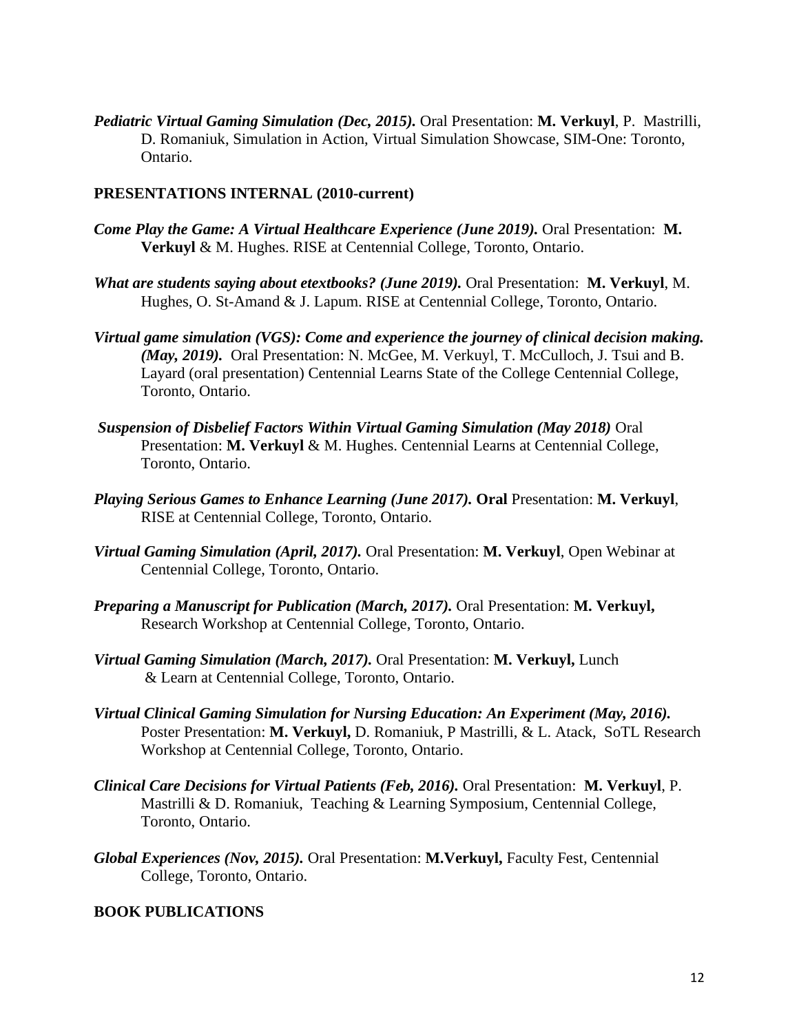***Pediatric Virtual Gaming Simulation (Dec, 2015).*** Oral Presentation: **M. Verkuyl**, P. Mastrilli, D. Romaniuk, Simulation in Action, Virtual Simulation Showcase, SIM-One: Toronto, Ontario.

**PRESENTATIONS INTERNAL (2010-current)**

***Come Play the Game: A Virtual Healthcare Experience (June 2019).*** Oral Presentation: **M. Verkuyl** & M. Hughes. RISE at Centennial College, Toronto, Ontario.

***What are students saying about etextbooks? (June 2019).*** Oral Presentation: **M. Verkuyl**, M. Hughes, O. St-Amand & J. Lapum. RISE at Centennial College, Toronto, Ontario.

***Virtual game simulation (VGS): Come and experience the journey of clinical decision making. (May, 2019).*** Oral Presentation: N. McGee, M. Verkuyl, T. McCulloch, J. Tsui and B. Layard (oral presentation) Centennial Learns State of the College Centennial College, Toronto, Ontario.

***Suspension of Disbelief Factors Within Virtual Gaming Simulation (May 2018)*** Oral Presentation: **M. Verkuyl** & M. Hughes. Centennial Learns at Centennial College, Toronto, Ontario.

***Playing Serious Games to Enhance Learning (June 2017).*** **Oral** Presentation: **M. Verkuyl**, RISE at Centennial College, Toronto, Ontario.

***Virtual Gaming Simulation (April, 2017).*** Oral Presentation: **M. Verkuyl**, Open Webinar at Centennial College, Toronto, Ontario.

***Preparing a Manuscript for Publication (March, 2017).*** Oral Presentation: **M. Verkuyl,** Research Workshop at Centennial College, Toronto, Ontario.

***Virtual Gaming Simulation (March, 2017).*** Oral Presentation: **M. Verkuyl,** Lunch & Learn at Centennial College, Toronto, Ontario.

***Virtual Clinical Gaming Simulation for Nursing Education: An Experiment (May, 2016).*** Poster Presentation: **M. Verkuyl,** D. Romaniuk, P Mastrilli, & L. Atack, SoTL Research Workshop at Centennial College, Toronto, Ontario.

***Clinical Care Decisions for Virtual Patients (Feb, 2016).*** Oral Presentation: **M. Verkuyl**, P. Mastrilli & D. Romaniuk, Teaching & Learning Symposium, Centennial College, Toronto, Ontario.

***Global Experiences (Nov, 2015).*** Oral Presentation: **M.Verkuyl,** Faculty Fest, Centennial College, Toronto, Ontario.

**BOOK PUBLICATIONS**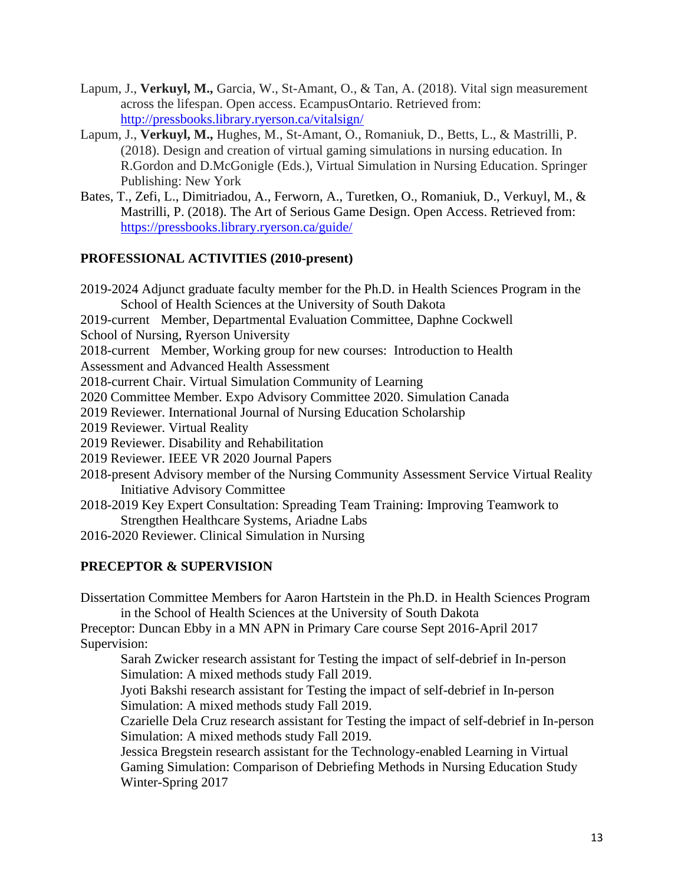Lapum, J., **Verkuyl, M.,** Garcia, W., St-Amant, O., & Tan, A. (2018). Vital sign measurement across the lifespan. Open access. EcampusOntario. Retrieved from: http://pressbooks.library.ryerson.ca/vitalsign/

Lapum, J., **Verkuyl, M.,** Hughes, M., St-Amant, O., Romaniuk, D., Betts, L., & Mastrilli, P. (2018). Design and creation of virtual gaming simulations in nursing education. In R.Gordon and D.McGonigle (Eds.), Virtual Simulation in Nursing Education. Springer Publishing: New York

Bates, T., Zefi, L., Dimitriadou, A., Ferworn, A., Turetken, O., Romaniuk, D., Verkuyl, M., & Mastrilli, P. (2018). The Art of Serious Game Design. Open Access. Retrieved from: https://pressbooks.library.ryerson.ca/guide/

## PROFESSIONAL ACTIVITIES (2010-present)

2019-2024 Adjunct graduate faculty member for the Ph.D. in Health Sciences Program in the School of Health Sciences at the University of South Dakota

2019-current Member, Departmental Evaluation Committee, Daphne Cockwell School of Nursing, Ryerson University

2018-current Member, Working group for new courses: Introduction to Health Assessment and Advanced Health Assessment

2018-current Chair. Virtual Simulation Community of Learning

2020 Committee Member. Expo Advisory Committee 2020. Simulation Canada

2019 Reviewer. International Journal of Nursing Education Scholarship

2019 Reviewer. Virtual Reality

2019 Reviewer. Disability and Rehabilitation

2019 Reviewer. IEEE VR 2020 Journal Papers

2018-present Advisory member of the Nursing Community Assessment Service Virtual Reality Initiative Advisory Committee

2018-2019 Key Expert Consultation: Spreading Team Training: Improving Teamwork to Strengthen Healthcare Systems, Ariadne Labs

2016-2020 Reviewer. Clinical Simulation in Nursing

## PRECEPTOR & SUPERVISION

Dissertation Committee Members for Aaron Hartstein in the Ph.D. in Health Sciences Program in the School of Health Sciences at the University of South Dakota

Preceptor: Duncan Ebby in a MN APN in Primary Care course Sept 2016-April 2017

Supervision:

Sarah Zwicker research assistant for Testing the impact of self-debrief in In-person Simulation: A mixed methods study Fall 2019.

Jyoti Bakshi research assistant for Testing the impact of self-debrief in In-person Simulation: A mixed methods study Fall 2019.

Czarielle Dela Cruz research assistant for Testing the impact of self-debrief in In-person Simulation: A mixed methods study Fall 2019.

Jessica Bregstein research assistant for the Technology-enabled Learning in Virtual Gaming Simulation: Comparison of Debriefing Methods in Nursing Education Study Winter-Spring 2017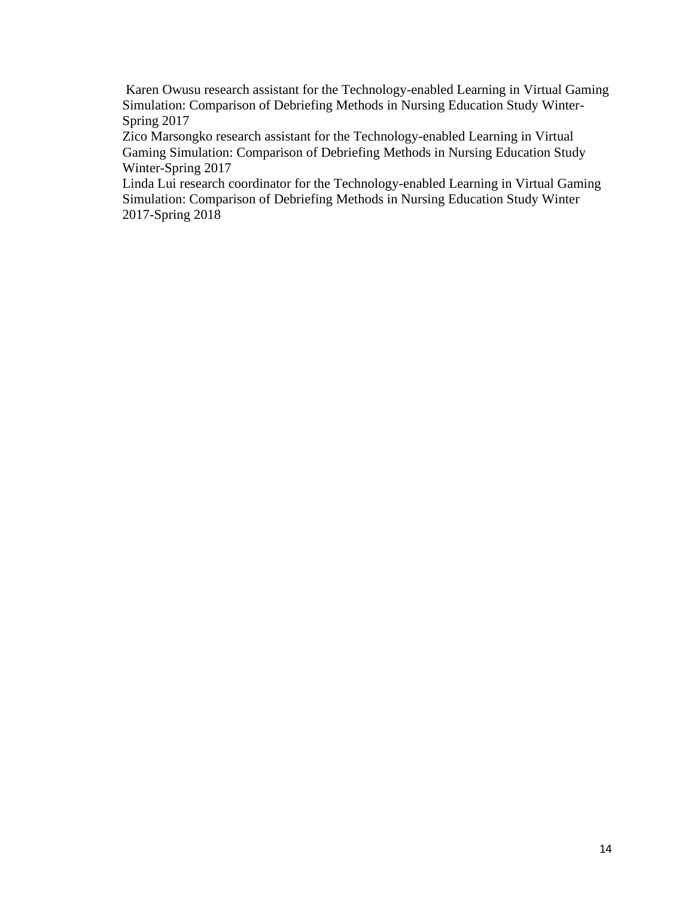Karen Owusu research assistant for the Technology-enabled Learning in Virtual Gaming Simulation: Comparison of Debriefing Methods in Nursing Education Study Winter-Spring 2017

Zico Marsongko research assistant for the Technology-enabled Learning in Virtual Gaming Simulation: Comparison of Debriefing Methods in Nursing Education Study Winter-Spring 2017

Linda Lui research coordinator for the Technology-enabled Learning in Virtual Gaming Simulation: Comparison of Debriefing Methods in Nursing Education Study Winter 2017-Spring 2018